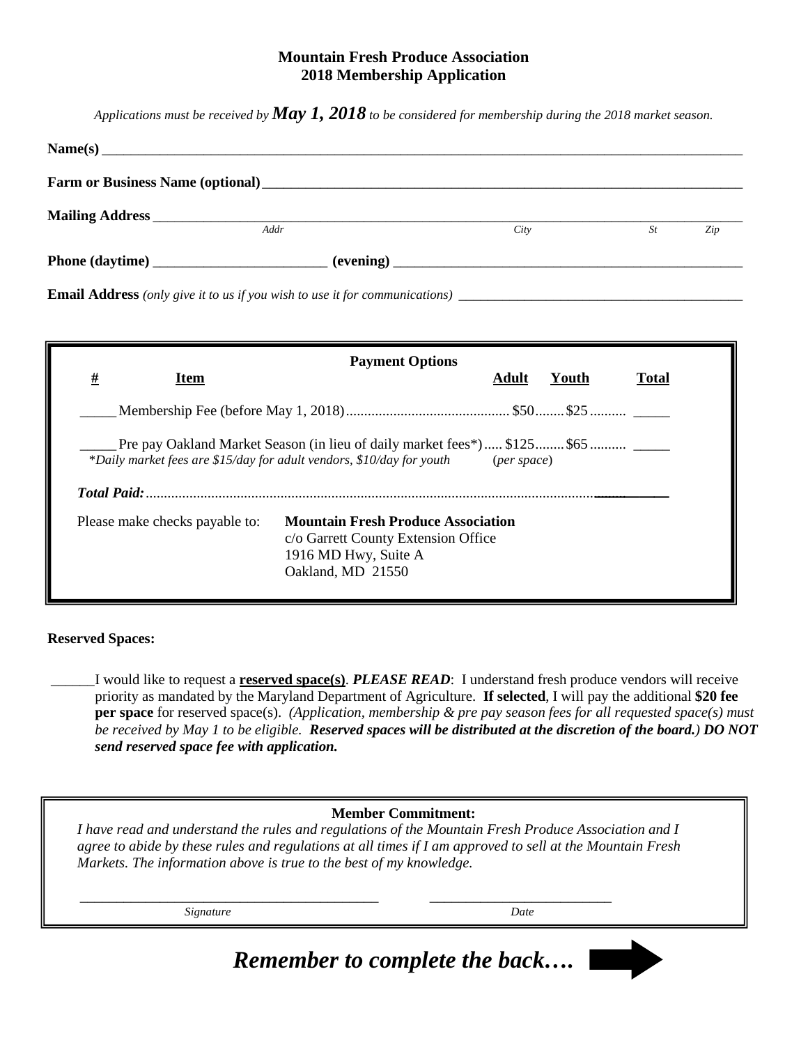# Mountain Fresh Produce Association
## 2018 Membership Application

*Applications must be received by* ***May 1, 2018*** *to be considered for membership during the 2018 market season.*

**Name(s)** ______________________________________________________________________________________

**Farm or Business Name (optional)** ______________________________________________________________

**Mailing Address** _______________________________________________________________________________
*Addr* *City* *St* *Zip*

**Phone (daytime)** ________________________ **(evening)** ___________________________________________

**Email Address** *(only give it to us if you wish to use it for communications)* __________________________________

**Payment Options**

| # | Item | Adult | Youth | Total |
|---|---|---|---|---|
| _____ | Membership Fee (before May 1, 2018) | $50 | $25 | _____ |
| _____ | Pre pay Oakland Market Season (in lieu of daily market fees*) | $125 | $65 | _____ |
| | *\*Daily market fees are $15/day for adult vendors, $10/day for youth* | (*per space*) | | |

***Total Paid:*** ____________

Please make checks payable to: **Mountain Fresh Produce Association**
c/o Garrett County Extension Office
1916 MD Hwy, Suite A
Oakland, MD 21550

**Reserved Spaces:**

______I would like to request a **reserved space(s)**. ***PLEASE READ***: I understand fresh produce vendors will receive priority as mandated by the Maryland Department of Agriculture. **If selected**, I will pay the additional **$20 fee per space** for reserved space(s). *(Application, membership & pre pay season fees for all requested space(s) must be received by May 1 to be eligible.* ***Reserved spaces will be distributed at the discretion of the board.)*** ***DO NOT send reserved space fee with application.***

**Member Commitment:**
*I have read and understand the rules and regulations of the Mountain Fresh Produce Association and I agree to abide by these rules and regulations at all times if I am approved to sell at the Mountain Fresh Markets. The information above is true to the best of my knowledge.*

___________________________________________ ___________________________
*Signature* *Date*

***Remember to complete the back….***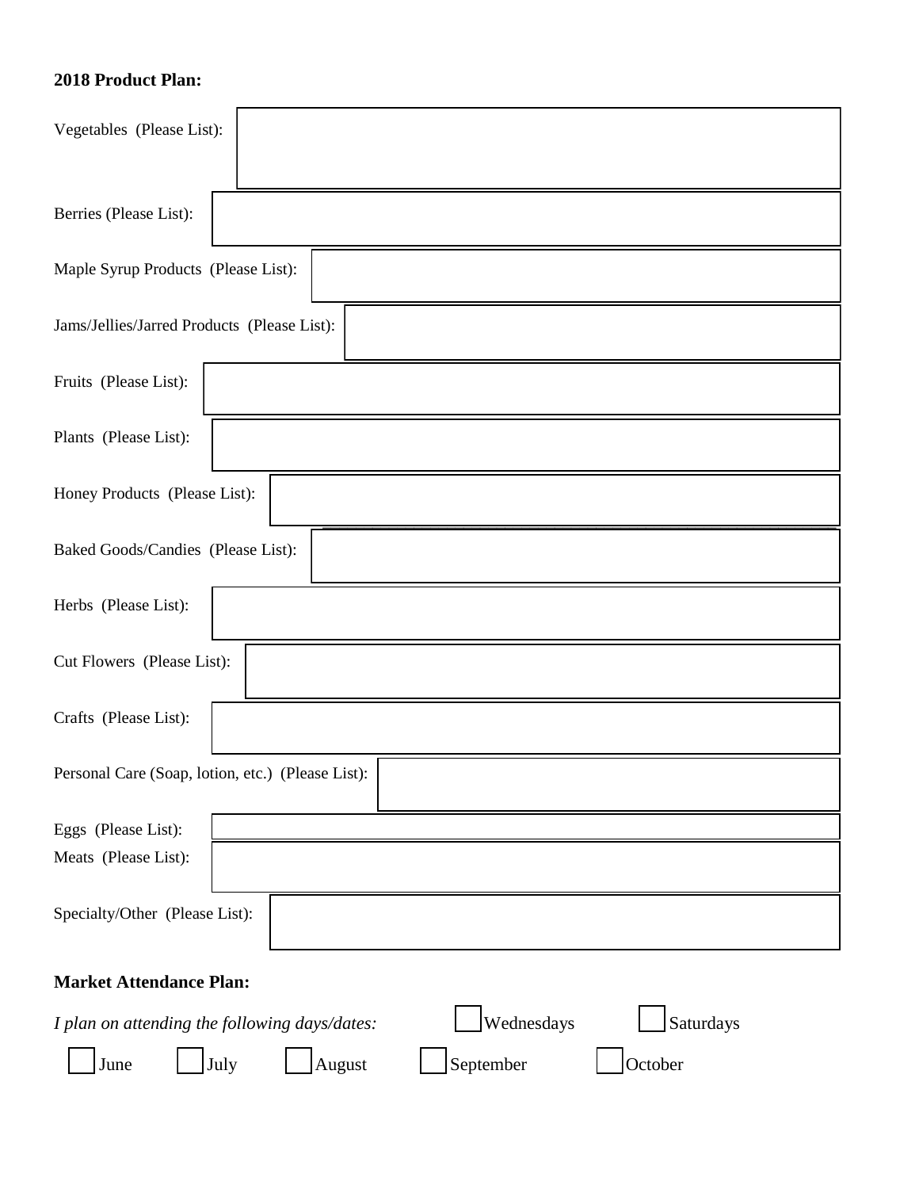**2018 Product Plan:**

Vegetables (Please List):

Berries (Please List):

Maple Syrup Products (Please List):

Jams/Jellies/Jarred Products (Please List):

Fruits (Please List):

Plants (Please List):

Honey Products (Please List):

Baked Goods/Candies (Please List):

Herbs (Please List):

Cut Flowers (Please List):

Crafts (Please List):

Personal Care (Soap, lotion, etc.) (Please List):

Eggs (Please List):

Meats (Please List):

Specialty/Other (Please List):

**Market Attendance Plan:**

*I plan on attending the following days/dates:* ☐ Wednesdays ☐ Saturdays

☐ June ☐ July ☐ August ☐ September ☐ October